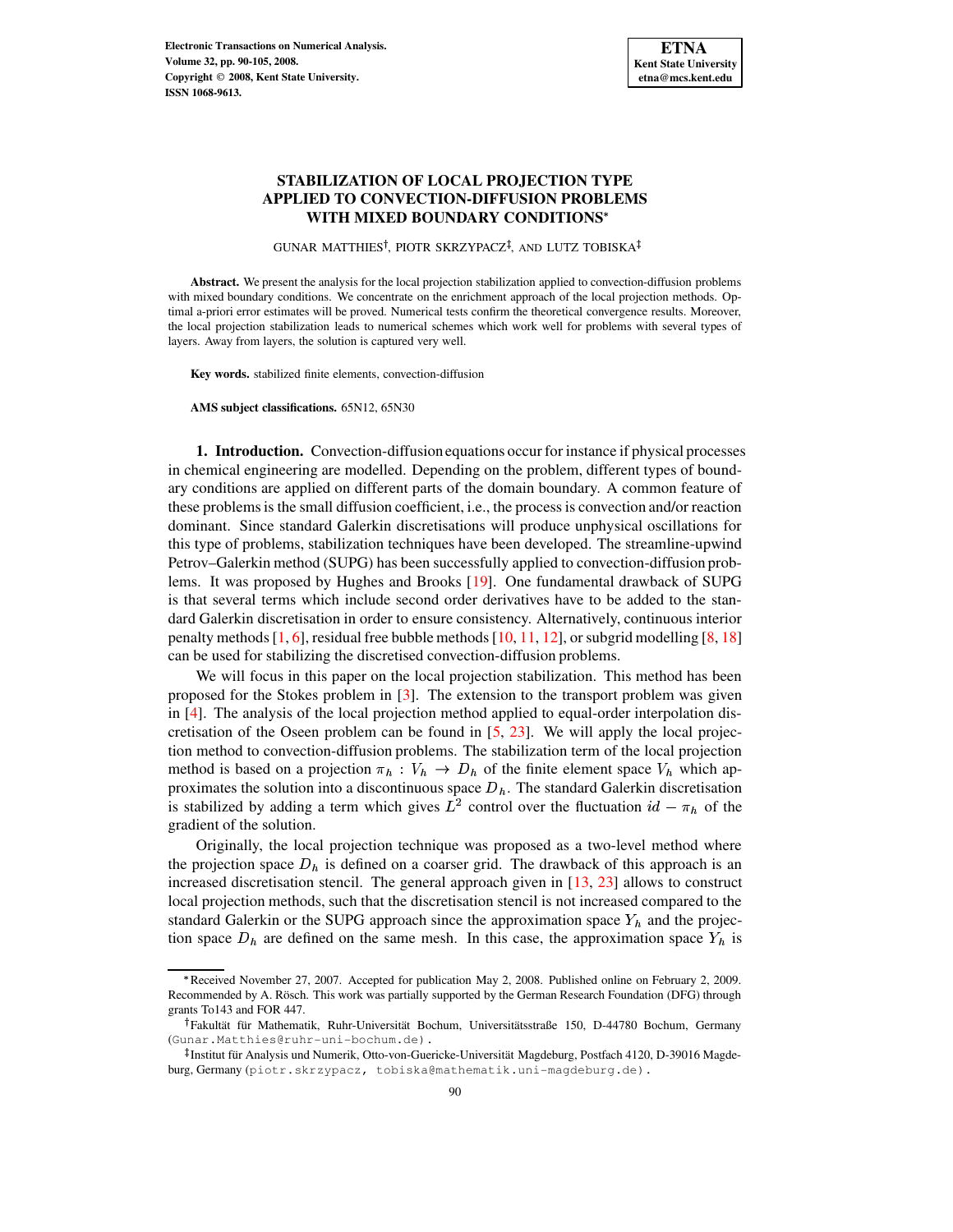# STABILIZATION OF LOCAL PROJECTION TYPE APPLIED TO CONVECTION-DIFFUSION PROBLEMS WITH MIXED BOUNDARY CONDITIONS*

GUNAR MATTHIES[†], PIOTR SKRZYPACZ[‡], AND LUTZ TOBISKA[‡]

**Abstract.** We present the analysis for the local projection stabilization applied to convection-diffusion problems with mixed boundary conditions. We concentrate on the enrichment approach of the local projection methods. Optimal a-priori error estimates will be proved. Numerical tests confirm the theoretical convergence results. Moreover, the local projection stabilization leads to numerical schemes which work well for problems with several types of layers. Away from layers, the solution is captured very well.

**Key words.** stabilized finite elements, convection-diffusion

**AMS subject classifications.** 65N12, 65N30

## 1. Introduction.

Convection-diffusion equations occur for instance if physical processes in chemical engineering are modelled. Depending on the problem, different types of boundary conditions are applied on different parts of the domain boundary. A common feature of these problems is the small diffusion coefficient, i.e., the process is convection and/or reaction dominant. Since standard Galerkin discretisations will produce unphysical oscillations for this type of problems, stabilization techniques have been developed. The streamline-upwind Petrov–Galerkin method (SUPG) has been successfully applied to convection-diffusion problems. It was proposed by Hughes and Brooks [19]. One fundamental drawback of SUPG is that several terms which include second order derivatives have to be added to the standard Galerkin discretisation in order to ensure consistency. Alternatively, continuous interior penalty methods [1, 6], residual free bubble methods [10, 11, 12], or subgrid modelling [8, 18] can be used for stabilizing the discretised convection-diffusion problems.

We will focus in this paper on the local projection stabilization. This method has been proposed for the Stokes problem in [3]. The extension to the transport problem was given in [4]. The analysis of the local projection method applied to equal-order interpolation discretisation of the Oseen problem can be found in [5, 23]. We will apply the local projection method to convection-diffusion problems. The stabilization term of the local projection method is based on a projection $\pi_h : V_h \to D_h$ of the finite element space $V_h$ which approximates the solution into a discontinuous space $D_h$. The standard Galerkin discretisation is stabilized by adding a term which gives $L^2$ control over the fluctuation $id - \pi_h$ of the gradient of the solution.

Originally, the local projection technique was proposed as a two-level method where the projection space $D_h$ is defined on a coarser grid. The drawback of this approach is an increased discretisation stencil. The general approach given in [13, 23] allows to construct local projection methods, such that the discretisation stencil is not increased compared to the standard Galerkin or the SUPG approach since the approximation space $Y_h$ and the projection space $D_h$ are defined on the same mesh. In this case, the approximation space $Y_h$ is

---

*Received November 27, 2007. Accepted for publication May 2, 2008. Published online on February 2, 2009. Recommended by A. Rösch. This work was partially supported by the German Research Foundation (DFG) through grants To143 and FOR 447.

[†]Fakultät für Mathematik, Ruhr-Universität Bochum, Universitätsstraße 150, D-44780 Bochum, Germany (Gunar.Matthies@ruhr-uni-bochum.de).

[‡]Institut für Analysis und Numerik, Otto-von-Guericke-Universität Magdeburg, Postfach 4120, D-39016 Magdeburg, Germany (piotr.skrzypacz, tobiska@mathematik.uni-magdeburg.de).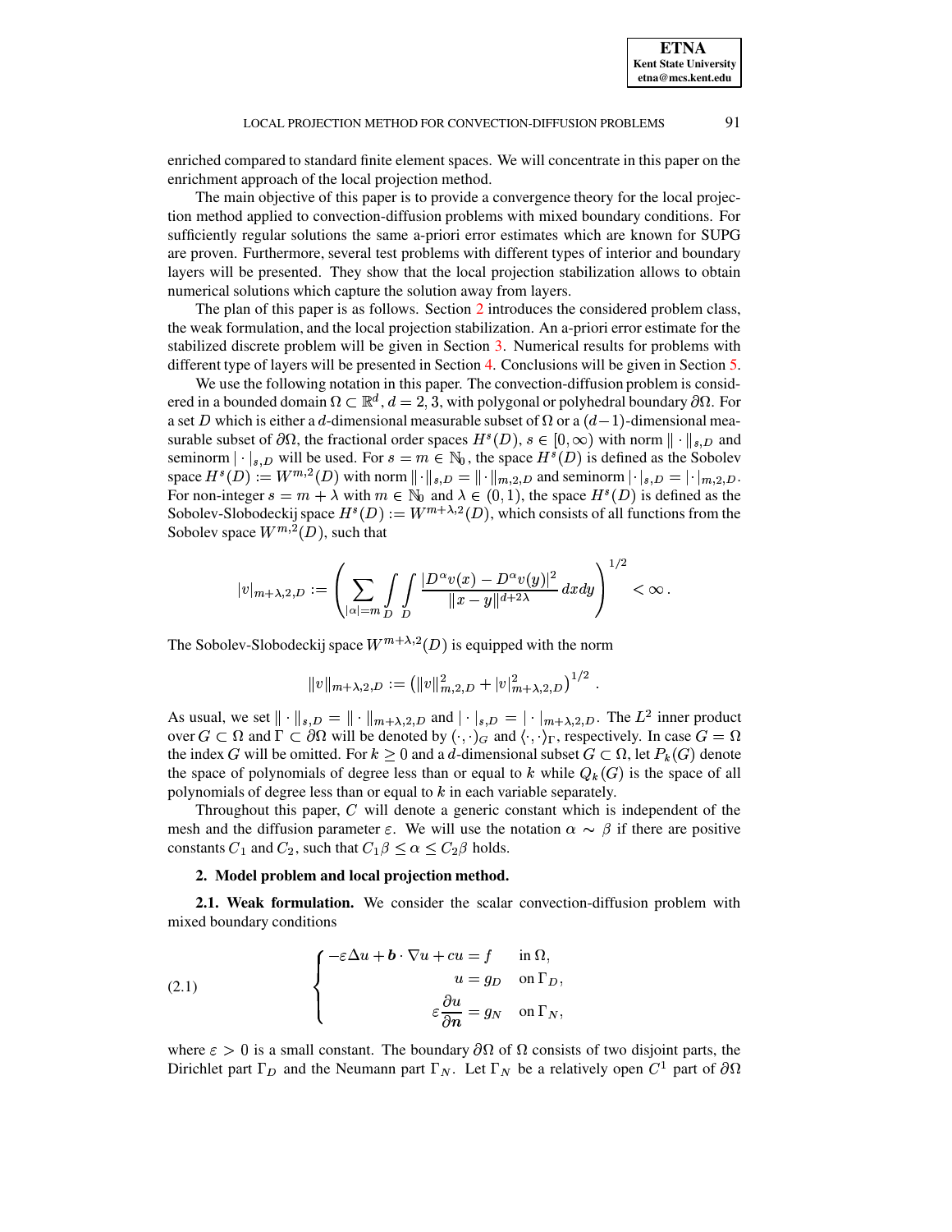enriched compared to standard finite element spaces. We will concentrate in this paper on the enrichment approach of the local projection method.

The main objective of this paper is to provide a convergence theory for the local projection method applied to convection-diffusion problems with mixed boundary conditions. For sufficiently regular solutions the same a-priori error estimates which are known for SUPG are proven. Furthermore, several test problems with different types of interior and boundary layers will be presented. They show that the local projection stabilization allows to obtain numerical solutions which capture the solution away from layers.

The plan of this paper is as follows. Section 2 introduces the considered problem class, the weak formulation, and the local projection stabilization. An a-priori error estimate for the stabilized discrete problem will be given in Section 3. Numerical results for problems with different type of layers will be presented in Section 4. Conclusions will be given in Section 5.

We use the following notation in this paper. The convection-diffusion problem is considered in a bounded domain $\Omega \subset \mathbb{R}^d$, $d = 2, 3$, with polygonal or polyhedral boundary $\partial\Omega$. For a set $D$ which is either a $d$-dimensional measurable subset of $\Omega$ or a $(d-1)$-dimensional measurable subset of $\partial\Omega$, the fractional order spaces $H^s(D)$, $s \in [0, \infty)$ with norm $\|\cdot\|_{s,D}$ and seminorm $|\cdot|_{s,D}$ will be used. For $s = m \in \mathbb{N}_0$, the space $H^s(D)$ is defined as the Sobolev space $H^s(D) := W^{m,2}(D)$ with norm $\|\cdot\|_{s,D} = \|\cdot\|_{m,2,D}$ and seminorm $|\cdot|_{s,D} = |\cdot|_{m,2,D}$. For non-integer $s = m + \lambda$ with $m \in \mathbb{N}_0$ and $\lambda \in (0, 1)$, the space $H^s(D)$ is defined as the Sobolev-Slobodeckij space $H^s(D) := W^{m+\lambda,2}(D)$, which consists of all functions from the Sobolev space $W^{m,2}(D)$, such that

$$|v|_{m+\lambda,2,D} := \left( \sum_{|\alpha|=m} \int_D \int_D \frac{|D^\alpha v(x) - D^\alpha v(y)|^2}{\|x-y\|^{d+2\lambda}} \, dxdy \right)^{1/2} < \infty \, .$$

The Sobolev-Slobodeckij space $W^{m+\lambda,2}(D)$ is equipped with the norm

$$\|v\|_{m+\lambda,2,D} := \left( \|v\|_{m,2,D}^2 + |v|_{m+\lambda,2,D}^2 \right)^{1/2} .$$

As usual, we set $\|\cdot\|_{s,D} = \|\cdot\|_{m+\lambda,2,D}$ and $|\cdot|_{s,D} = |\cdot|_{m+\lambda,2,D}$. The $L^2$ inner product over $G \subset \Omega$ and $\Gamma \subset \partial\Omega$ will be denoted by $(\cdot,\cdot)_G$ and $\langle \cdot,\cdot \rangle_\Gamma$, respectively. In case $G = \Omega$ the index $G$ will be omitted. For $k \geq 0$ and a $d$-dimensional subset $G \subset \Omega$, let $P_k(G)$ denote the space of polynomials of degree less than or equal to $k$ while $Q_k(G)$ is the space of all polynomials of degree less than or equal to $k$ in each variable separately.

Throughout this paper, $C$ will denote a generic constant which is independent of the mesh and the diffusion parameter $\varepsilon$. We will use the notation $\alpha \sim \beta$ if there are positive constants $C_1$ and $C_2$, such that $C_1\beta \leq \alpha \leq C_2\beta$ holds.

## 2. Model problem and local projection method.

**2.1. Weak formulation.** We consider the scalar convection-diffusion problem with mixed boundary conditions

$$\left\{ \begin{aligned} -\varepsilon\Delta u + \boldsymbol{b}\cdot\nabla u + cu &= f \quad && \text{in } \Omega, \\ u &= g_D \quad && \text{on } \Gamma_D, \\ \varepsilon\frac{\partial u}{\partial \boldsymbol{n}} &= g_N \quad && \text{on } \Gamma_N, \end{aligned} \right. \tag{2.1}$$

where $\varepsilon > 0$ is a small constant. The boundary $\partial\Omega$ of $\Omega$ consists of two disjoint parts, the Dirichlet part $\Gamma_D$ and the Neumann part $\Gamma_N$. Let $\Gamma_N$ be a relatively open $C^1$ part of $\partial\Omega$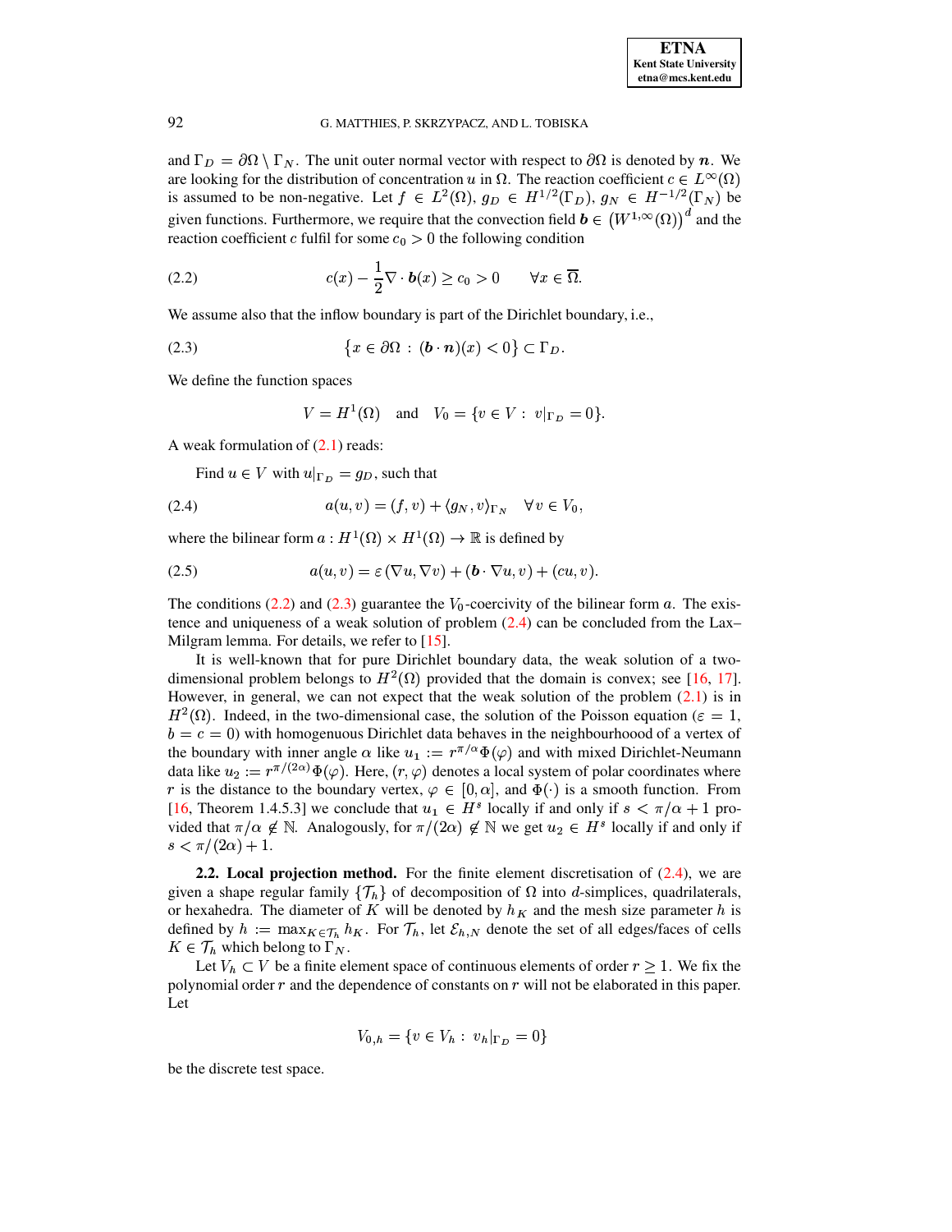and $\Gamma_D = \partial\Omega \setminus \Gamma_N$. The unit outer normal vector with respect to $\partial\Omega$ is denoted by $\boldsymbol{n}$. We are looking for the distribution of concentration $u$ in $\Omega$. The reaction coefficient $c \in L^\infty(\Omega)$ is assumed to be non-negative. Let $f \in L^2(\Omega)$, $g_D \in H^{1/2}(\Gamma_D)$, $g_N \in H^{-1/2}(\Gamma_N)$ be given functions. Furthermore, we require that the convection field $\boldsymbol{b} \in \left(W^{1,\infty}(\Omega)\right)^d$ and the reaction coefficient $c$ fulfil for some $c_0 > 0$ the following condition

$$c(x) - \frac{1}{2}\nabla \cdot \boldsymbol{b}(x) \geq c_0 > 0 \qquad \forall x \in \overline{\Omega}. \tag{2.2}$$

We assume also that the inflow boundary is part of the Dirichlet boundary, i.e.,

$$\{x \in \partial\Omega \,:\, (\boldsymbol{b} \cdot \boldsymbol{n})(x) < 0\} \subset \Gamma_D. \tag{2.3}$$

We define the function spaces

$$V = H^1(\Omega) \quad \text{and} \quad V_0 = \{v \in V \,:\, v|_{\Gamma_D} = 0\}.$$

A weak formulation of (2.1) reads:

Find $u \in V$ with $u|_{\Gamma_D} = g_D$, such that

$$a(u, v) = (f, v) + \langle g_N, v\rangle_{\Gamma_N} \quad \forall\, v \in V_0, \tag{2.4}$$

where the bilinear form $a : H^1(\Omega) \times H^1(\Omega) \to \mathbb{R}$ is defined by

$$a(u, v) = \varepsilon\,(\nabla u, \nabla v) + (\boldsymbol{b} \cdot \nabla u, v) + (cu, v). \tag{2.5}$$

The conditions (2.2) and (2.3) guarantee the $V_0$-coercivity of the bilinear form $a$. The existence and uniqueness of a weak solution of problem (2.4) can be concluded from the Lax–Milgram lemma. For details, we refer to [15].

It is well-known that for pure Dirichlet boundary data, the weak solution of a two-dimensional problem belongs to $H^2(\Omega)$ provided that the domain is convex; see [16, 17]. However, in general, we can not expect that the weak solution of the problem (2.1) is in $H^2(\Omega)$. Indeed, in the two-dimensional case, the solution of the Poisson equation ($\varepsilon = 1$, $b = c = 0$) with homogenuous Dirichlet data behaves in the neighbourhoood of a vertex of the boundary with inner angle $\alpha$ like $u_1 := r^{\pi/\alpha}\Phi(\varphi)$ and with mixed Dirichlet-Neumann data like $u_2 := r^{\pi/(2\alpha)}\Phi(\varphi)$. Here, $(r, \varphi)$ denotes a local system of polar coordinates where $r$ is the distance to the boundary vertex, $\varphi \in [0, \alpha]$, and $\Phi(\cdot)$ is a smooth function. From [16, Theorem 1.4.5.3] we conclude that $u_1 \in H^s$ locally if and only if $s < \pi/\alpha + 1$ provided that $\pi/\alpha \notin \mathbb{N}$. Analogously, for $\pi/(2\alpha) \notin \mathbb{N}$ we get $u_2 \in H^s$ locally if and only if $s < \pi/(2\alpha) + 1$.

### 2.2. Local projection method.

For the finite element discretisation of (2.4), we are given a shape regular family $\{\mathcal{T}_h\}$ of decomposition of $\Omega$ into $d$-simplices, quadrilaterals, or hexahedra. The diameter of $K$ will be denoted by $h_K$ and the mesh size parameter $h$ is defined by $h := \max_{K\in\mathcal{T}_h} h_K$. For $\mathcal{T}_h$, let $\mathcal{E}_{h,N}$ denote the set of all edges/faces of cells $K \in \mathcal{T}_h$ which belong to $\Gamma_N$.

Let $V_h \subset V$ be a finite element space of continuous elements of order $r \geq 1$. We fix the polynomial order $r$ and the dependence of constants on $r$ will not be elaborated in this paper. Let

$$V_{0,h} = \{v \in V_h \,:\, v_h|_{\Gamma_D} = 0\}$$

be the discrete test space.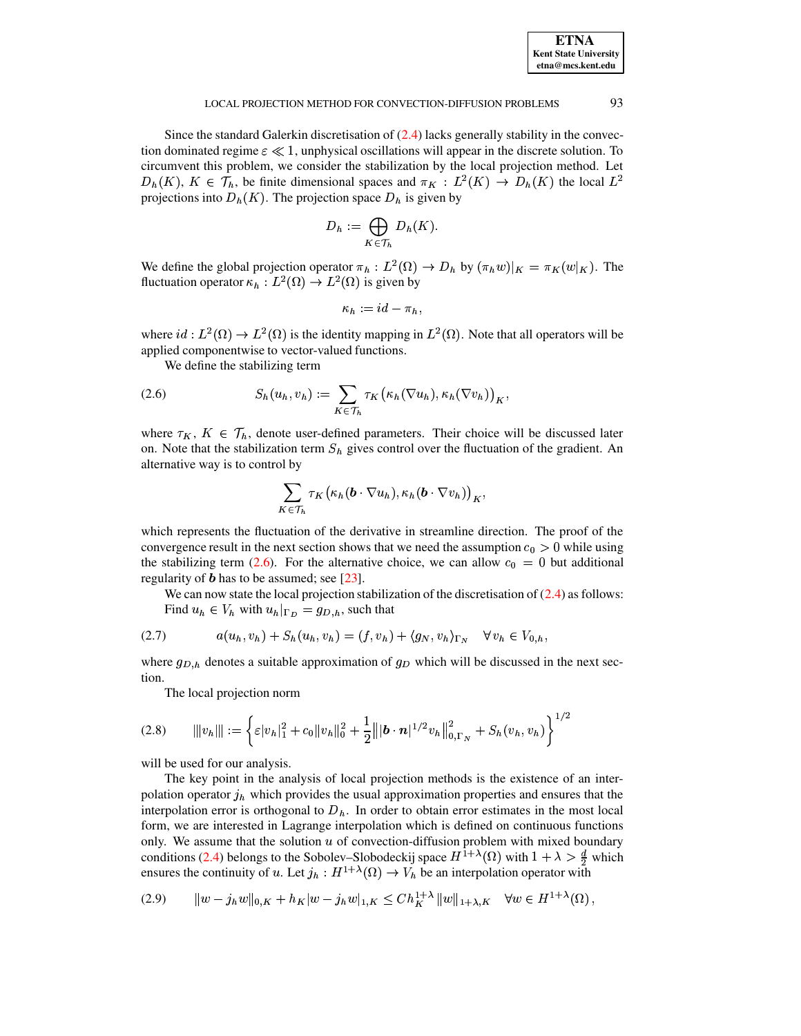Since the standard Galerkin discretisation of (2.4) lacks generally stability in the convection dominated regime $\varepsilon \ll 1$, unphysical oscillations will appear in the discrete solution. To circumvent this problem, we consider the stabilization by the local projection method. Let $D_h(K)$, $K \in \mathcal{T}_h$, be finite dimensional spaces and $\pi_K : L^2(K) \to D_h(K)$ the local $L^2$ projections into $D_h(K)$. The projection space $D_h$ is given by

$$D_h := \bigoplus_{K \in \mathcal{T}_h} D_h(K).$$

We define the global projection operator $\pi_h : L^2(\Omega) \to D_h$ by $(\pi_h w)|_K = \pi_K(w|_K)$. The fluctuation operator $\kappa_h : L^2(\Omega) \to L^2(\Omega)$ is given by

$$\kappa_h := id - \pi_h,$$

where $id : L^2(\Omega) \to L^2(\Omega)$ is the identity mapping in $L^2(\Omega)$. Note that all operators will be applied componentwise to vector-valued functions.

We define the stabilizing term

$$S_h(u_h, v_h) := \sum_{K \in \mathcal{T}_h} \tau_K \left( \kappa_h(\nabla u_h), \kappa_h(\nabla v_h) \right)_K, \tag{2.6}$$

where $\tau_K$, $K \in \mathcal{T}_h$, denote user-defined parameters. Their choice will be discussed later on. Note that the stabilization term $S_h$ gives control over the fluctuation of the gradient. An alternative way is to control by

$$\sum_{K \in \mathcal{T}_h} \tau_K \left( \kappa_h(\boldsymbol{b} \cdot \nabla u_h), \kappa_h(\boldsymbol{b} \cdot \nabla v_h) \right)_K,$$

which represents the fluctuation of the derivative in streamline direction. The proof of the convergence result in the next section shows that we need the assumption $c_0 > 0$ while using the stabilizing term (2.6). For the alternative choice, we can allow $c_0 = 0$ but additional regularity of $\boldsymbol{b}$ has to be assumed; see [23].

We can now state the local projection stabilization of the discretisation of (2.4) as follows: Find $u_h \in V_h$ with $u_h|_{\Gamma_D} = g_{D,h}$, such that

$$a(u_h, v_h) + S_h(u_h, v_h) = (f, v_h) + \langle g_N, v_h \rangle_{\Gamma_N} \quad \forall v_h \in V_{0,h}, \tag{2.7}$$

where $g_{D,h}$ denotes a suitable approximation of $g_D$ which will be discussed in the next section.

The local projection norm

$$|||v_h||| := \left\{ \varepsilon |v_h|_1^2 + c_0 \|v_h\|_0^2 + \frac{1}{2} \left\| |\boldsymbol{b} \cdot \boldsymbol{n}|^{1/2} v_h \right\|_{0,\Gamma_N}^2 + S_h(v_h, v_h) \right\}^{1/2} \tag{2.8}$$

will be used for our analysis.

The key point in the analysis of local projection methods is the existence of an interpolation operator $j_h$ which provides the usual approximation properties and ensures that the interpolation error is orthogonal to $D_h$. In order to obtain error estimates in the most local form, we are interested in Lagrange interpolation which is defined on continuous functions only. We assume that the solution $u$ of convection-diffusion problem with mixed boundary conditions (2.4) belongs to the Sobolev–Slobodeckij space $H^{1+\lambda}(\Omega)$ with $1 + \lambda > \frac{d}{2}$ which ensures the continuity of $u$. Let $j_h : H^{1+\lambda}(\Omega) \to V_h$ be an interpolation operator with

$$\|w - j_h w\|_{0,K} + h_K |w - j_h w|_{1,K} \le C h_K^{1+\lambda} \|w\|_{1+\lambda,K} \quad \forall w \in H^{1+\lambda}(\Omega), \tag{2.9}$$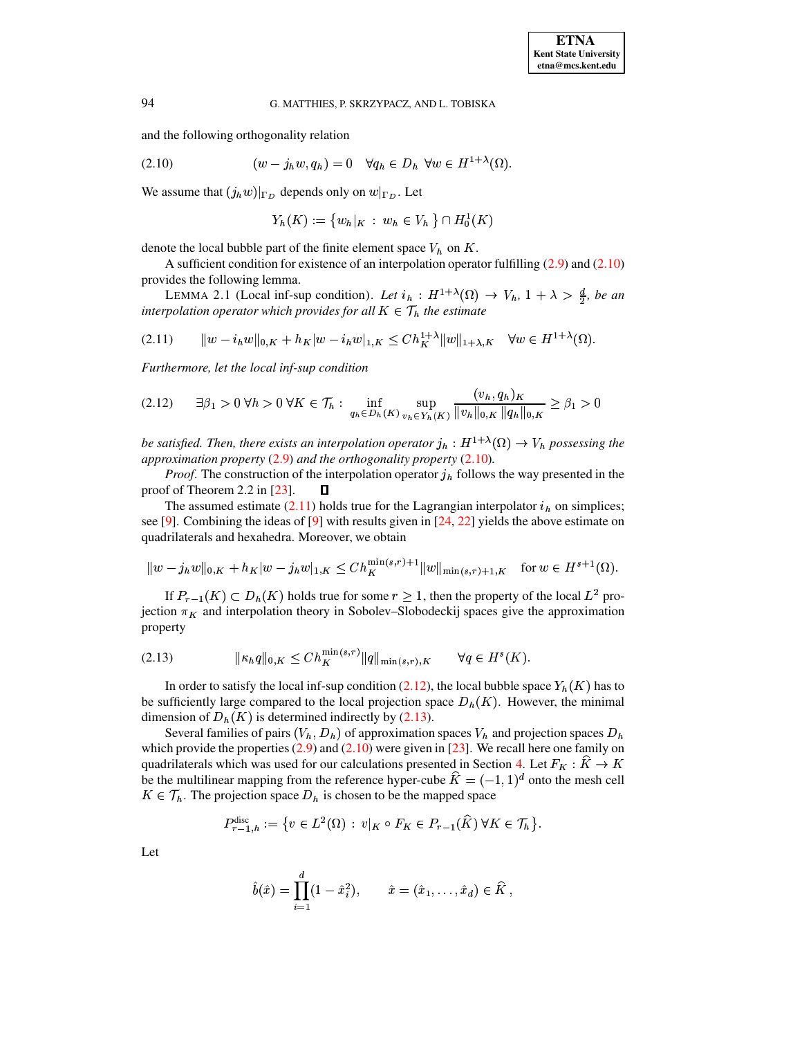and the following orthogonality relation

$$(w - j_h w, q_h) = 0 \quad \forall q_h \in D_h \;\; \forall w \in H^{1+\lambda}(\Omega). \tag{2.10}$$

We assume that $(j_h w)|_{\Gamma_D}$ depends only on $w|_{\Gamma_D}$. Let

$$Y_h(K) := \{ w_h|_K \, : \, w_h \in V_h \} \cap H_0^1(K)$$

denote the local bubble part of the finite element space $V_h$ on $K$.

A sufficient condition for existence of an interpolation operator fulfilling (2.9) and (2.10) provides the following lemma.

LEMMA 2.1 (Local inf-sup condition). *Let $i_h : H^{1+\lambda}(\Omega) \to V_h$, $1 + \lambda > \frac{d}{2}$, be an interpolation operator which provides for all $K \in \mathcal{T}_h$ the estimate*

$$\|w - i_h w\|_{0,K} + h_K |w - i_h w|_{1,K} \le C h_K^{1+\lambda} \|w\|_{1+\lambda,K} \quad \forall w \in H^{1+\lambda}(\Omega). \tag{2.11}$$

*Furthermore, let the local inf-sup condition*

$$\exists \beta_1 > 0 \; \forall h > 0 \; \forall K \in \mathcal{T}_h : \; \inf_{q_h \in D_h(K)} \sup_{v_h \in Y_h(K)} \frac{(v_h, q_h)_K}{\|v_h\|_{0,K} \, \|q_h\|_{0,K}} \ge \beta_1 > 0 \tag{2.12}$$

*be satisfied. Then, there exists an interpolation operator $j_h : H^{1+\lambda}(\Omega) \to V_h$ possessing the approximation property (2.9) and the orthogonality property (2.10).*

*Proof.* The construction of the interpolation operator $j_h$ follows the way presented in the proof of Theorem 2.2 in [23]. □

The assumed estimate (2.11) holds true for the Lagrangian interpolator $i_h$ on simplices; see [9]. Combining the ideas of [9] with results given in [24, 22] yields the above estimate on quadrilaterals and hexahedra. Moreover, we obtain

$$\|w - j_h w\|_{0,K} + h_K |w - j_h w|_{1,K} \le C h_K^{\min(s,r)+1} \|w\|_{\min(s,r)+1,K} \quad \text{for } w \in H^{s+1}(\Omega).$$

If $P_{r-1}(K) \subset D_h(K)$ holds true for some $r \ge 1$, then the property of the local $L^2$ projection $\pi_K$ and interpolation theory in Sobolev–Slobodeckij spaces give the approximation property

$$\|\kappa_h q\|_{0,K} \le C h_K^{\min(s,r)} \|q\|_{\min(s,r),K} \qquad \forall q \in H^s(K). \tag{2.13}$$

In order to satisfy the local inf-sup condition (2.12), the local bubble space $Y_h(K)$ has to be sufficiently large compared to the local projection space $D_h(K)$. However, the minimal dimension of $D_h(K)$ is determined indirectly by (2.13).

Several families of pairs $(V_h, D_h)$ of approximation spaces $V_h$ and projection spaces $D_h$ which provide the properties (2.9) and (2.10) were given in [23]. We recall here one family on quadrilaterals which was used for our calculations presented in Section 4. Let $F_K : \widehat{K} \to K$ be the multilinear mapping from the reference hyper-cube $\widehat{K} = (-1,1)^d$ onto the mesh cell $K \in \mathcal{T}_h$. The projection space $D_h$ is chosen to be the mapped space

$$P_{r-1,h}^{\text{disc}} := \{ v \in L^2(\Omega) \, : \, v|_K \circ F_K \in P_{r-1}(\widehat{K}) \; \forall K \in \mathcal{T}_h \}.$$

Let

$$\hat{b}(\hat{x}) = \prod_{i=1}^{d} (1 - \hat{x}_i^2), \qquad \hat{x} = (\hat{x}_1, \ldots, \hat{x}_d) \in \widehat{K},$$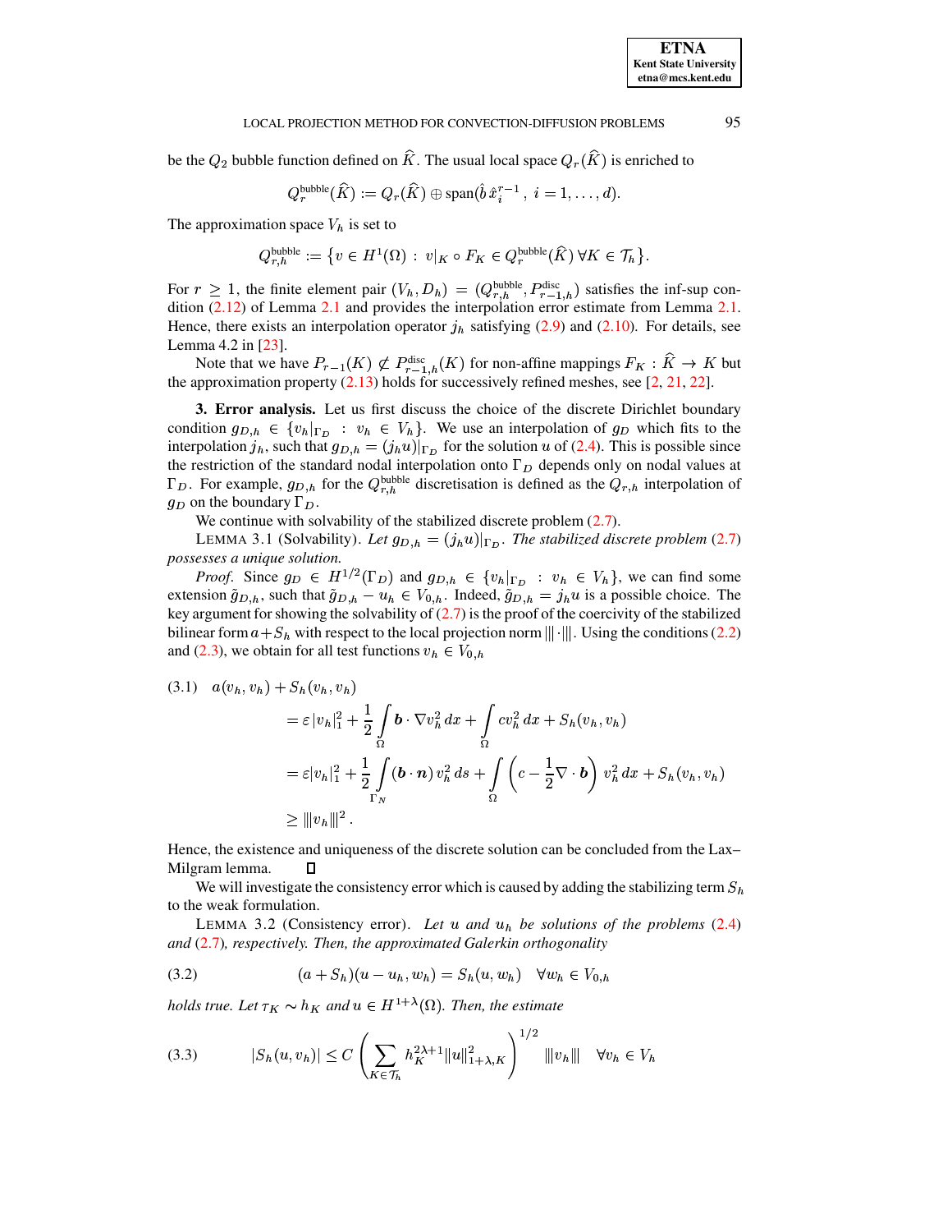be the $Q_2$ bubble function defined on $\widehat{K}$. The usual local space $Q_r(\widehat{K})$ is enriched to

$$Q_r^{\text{bubble}}(\widehat{K}) := Q_r(\widehat{K}) \oplus \text{span}(\hat{b}\, \hat{x}_i^{r-1}\,,\ i = 1, \ldots, d).$$

The approximation space $V_h$ is set to

$$Q_{r,h}^{\text{bubble}} := \{v \in H^1(\Omega) \,:\, v|_K \circ F_K \in Q_r^{\text{bubble}}(\widehat{K})\ \forall K \in \mathcal{T}_h\}.$$

For $r \geq 1$, the finite element pair $(V_h, D_h) = (Q_{r,h}^{\text{bubble}}, P_{r-1,h}^{\text{disc}})$ satisfies the inf-sup condition (2.12) of Lemma 2.1 and provides the interpolation error estimate from Lemma 2.1. Hence, there exists an interpolation operator $j_h$ satisfying (2.9) and (2.10). For details, see Lemma 4.2 in [23].

Note that we have $P_{r-1}(K) \not\subset P_{r-1,h}^{\text{disc}}(K)$ for non-affine mappings $F_K : \widehat{K} \to K$ but the approximation property (2.13) holds for successively refined meshes, see [2, 21, 22].

**3. Error analysis.** Let us first discuss the choice of the discrete Dirichlet boundary condition $g_{D,h} \in \{v_h|_{\Gamma_D} \,:\, v_h \in V_h\}$. We use an interpolation of $g_D$ which fits to the interpolation $j_h$, such that $g_{D,h} = (j_h u)|_{\Gamma_D}$ for the solution $u$ of (2.4). This is possible since the restriction of the standard nodal interpolation onto $\Gamma_D$ depends only on nodal values at $\Gamma_D$. For example, $g_{D,h}$ for the $Q_{r,h}^{\text{bubble}}$ discretisation is defined as the $Q_{r,h}$ interpolation of $g_D$ on the boundary $\Gamma_D$.

We continue with solvability of the stabilized discrete problem (2.7).

LEMMA 3.1 (Solvability). *Let $g_{D,h} = (j_h u)|_{\Gamma_D}$. The stabilized discrete problem (2.7) possesses a unique solution.*

*Proof.* Since $g_D \in H^{1/2}(\Gamma_D)$ and $g_{D,h} \in \{v_h|_{\Gamma_D} \,:\, v_h \in V_h\}$, we can find some extension $\tilde{g}_{D,h}$, such that $\tilde{g}_{D,h} - u_h \in V_{0,h}$. Indeed, $\tilde{g}_{D,h} = j_h u$ is a possible choice. The key argument for showing the solvability of (2.7) is the proof of the coercivity of the stabilized bilinear form $a + S_h$ with respect to the local projection norm $|||\cdot|||$. Using the conditions (2.2) and (2.3), we obtain for all test functions $v_h \in V_{0,h}$

$$
\begin{aligned}
(3.1)\quad a(v_h, v_h) + S_h(v_h, v_h) &= \varepsilon\, |v_h|_1^2 + \frac{1}{2}\int_\Omega \boldsymbol{b} \cdot \nabla v_h^2 \, dx + \int_\Omega c v_h^2 \, dx + S_h(v_h, v_h) \\
&= \varepsilon |v_h|_1^2 + \frac{1}{2}\int_{\Gamma_N} (\boldsymbol{b} \cdot \boldsymbol{n})\, v_h^2 \, ds + \int_\Omega \left(c - \frac{1}{2}\nabla \cdot \boldsymbol{b}\right) v_h^2 \, dx + S_h(v_h, v_h) \\
&\geq |||v_h|||^2 \,.
\end{aligned}
$$

Hence, the existence and uniqueness of the discrete solution can be concluded from the Lax–Milgram lemma. ◻

We will investigate the consistency error which is caused by adding the stabilizing term $S_h$ to the weak formulation.

LEMMA 3.2 (Consistency error). *Let $u$ and $u_h$ be solutions of the problems (2.4) and (2.7), respectively. Then, the approximated Galerkin orthogonality*

$$(3.2)\qquad (a + S_h)(u - u_h, w_h) = S_h(u, w_h) \quad \forall w_h \in V_{0,h}$$

*holds true. Let $\tau_K \sim h_K$ and $u \in H^{1+\lambda}(\Omega)$. Then, the estimate*

$$(3.3)\qquad |S_h(u, v_h)| \leq C \left( \sum_{K \in \mathcal{T}_h} h_K^{2\lambda+1} \|u\|_{1+\lambda,K}^2 \right)^{1/2} |||v_h||| \quad \forall v_h \in V_h$$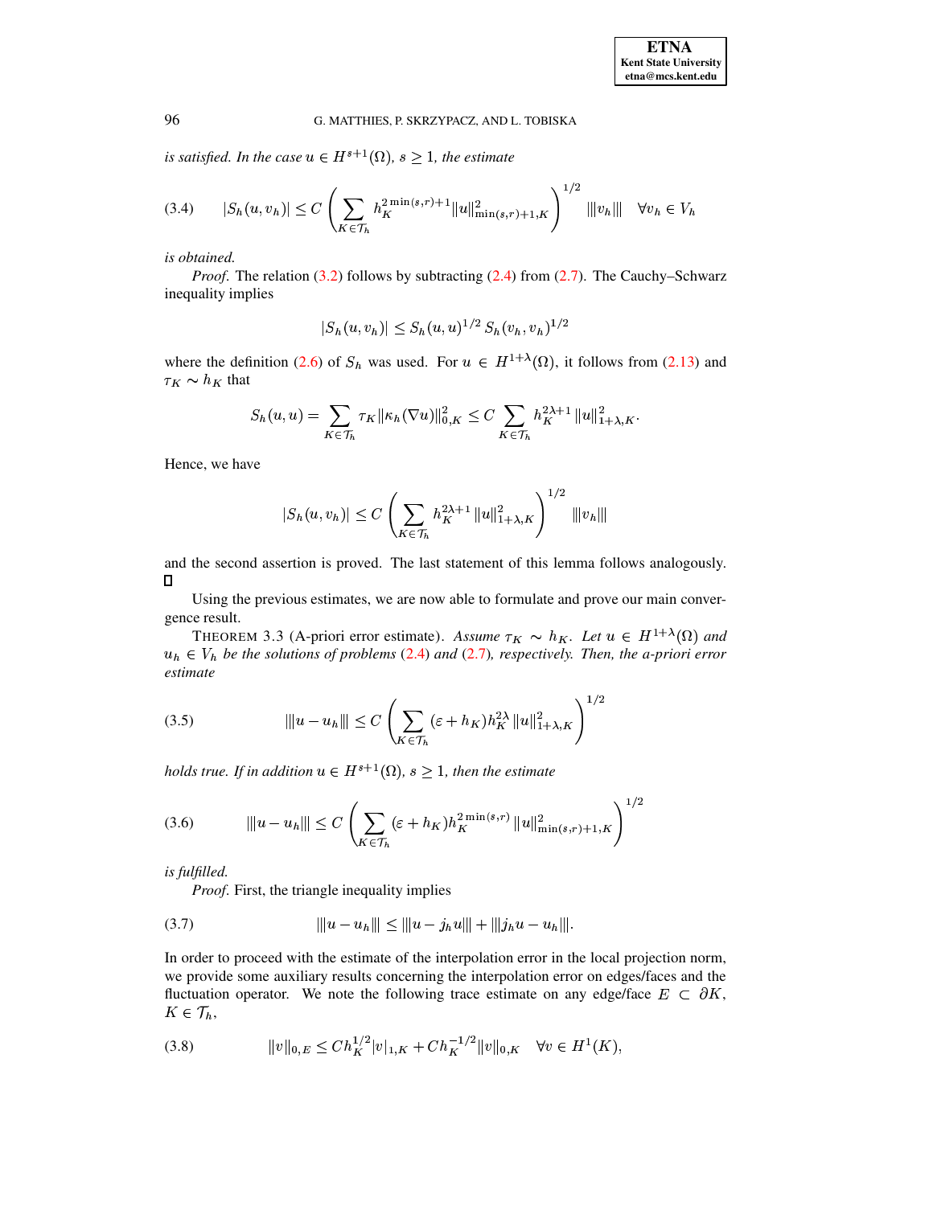*is satisfied. In the case $u \in H^{s+1}(\Omega)$, $s \geq 1$, the estimate*

$$
(3.4) \qquad |S_h(u, v_h)| \leq C \left( \sum_{K \in \mathcal{T}_h} h_K^{2\min(s,r)+1} \|u\|^2_{\min(s,r)+1,K} \right)^{1/2} |||v_h||| \quad \forall v_h \in V_h
$$

*is obtained.*

*Proof*. The relation (3.2) follows by subtracting (2.4) from (2.7). The Cauchy–Schwarz inequality implies

$$
|S_h(u, v_h)| \leq S_h(u,u)^{1/2}\, S_h(v_h, v_h)^{1/2}
$$

where the definition (2.6) of $S_h$ was used. For $u \in H^{1+\lambda}(\Omega)$, it follows from (2.13) and $\tau_K \sim h_K$ that

$$
S_h(u,u) = \sum_{K \in \mathcal{T}_h} \tau_K \|\kappa_h(\nabla u)\|^2_{0,K} \leq C \sum_{K \in \mathcal{T}_h} h_K^{2\lambda+1}\, \|u\|^2_{1+\lambda,K}.
$$

Hence, we have

$$
|S_h(u, v_h)| \leq C \left( \sum_{K \in \mathcal{T}_h} h_K^{2\lambda+1}\, \|u\|^2_{1+\lambda,K} \right)^{1/2} |||v_h|||
$$

and the second assertion is proved. The last statement of this lemma follows analogously. $\square$

Using the previous estimates, we are now able to formulate and prove our main convergence result.

THEOREM 3.3 (A-priori error estimate). *Assume $\tau_K \sim h_K$. Let $u \in H^{1+\lambda}(\Omega)$ and $u_h \in V_h$ be the solutions of problems (2.4) and (2.7), respectively. Then, the a-priori error estimate*

$$
(3.5) \qquad |||u - u_h||| \leq C \left( \sum_{K \in \mathcal{T}_h} (\varepsilon + h_K) h_K^{2\lambda}\, \|u\|^2_{1+\lambda,K} \right)^{1/2}
$$

*holds true. If in addition $u \in H^{s+1}(\Omega)$, $s \geq 1$, then the estimate*

$$
(3.6) \qquad |||u - u_h||| \leq C \left( \sum_{K \in \mathcal{T}_h} (\varepsilon + h_K) h_K^{2\min(s,r)}\, \|u\|^2_{\min(s,r)+1,K} \right)^{1/2}
$$

*is fulfilled.*

*Proof*. First, the triangle inequality implies

$$
(3.7) \qquad |||u - u_h||| \leq |||u - j_h u||| + |||j_h u - u_h|||.
$$

In order to proceed with the estimate of the interpolation error in the local projection norm, we provide some auxiliary results concerning the interpolation error on edges/faces and the fluctuation operator. We note the following trace estimate on any edge/face $E \subset \partial K$, $K \in \mathcal{T}_h$,

$$
(3.8) \qquad \|v\|_{0,E} \leq C h_K^{1/2} |v|_{1,K} + C h_K^{-1/2} \|v\|_{0,K} \quad \forall v \in H^1(K),
$$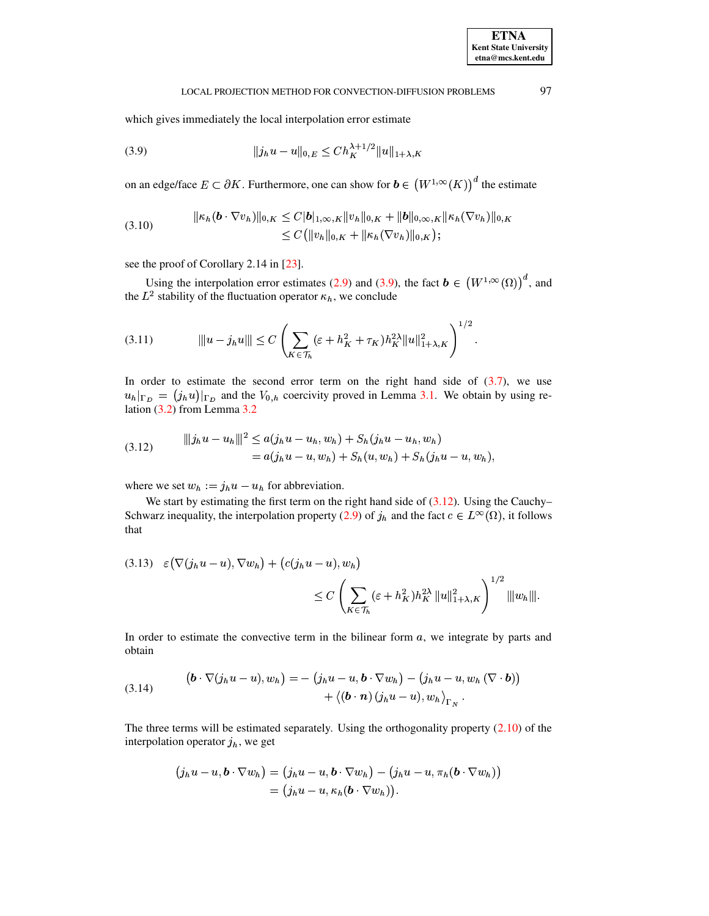which gives immediately the local interpolation error estimate

$$\|j_h u - u\|_{0,E} \le C h_K^{\lambda+1/2} \|u\|_{1+\lambda,K} \tag{3.9}$$

on an edge/face $E \subset \partial K$. Furthermore, one can show for $\boldsymbol{b} \in \left(W^{1,\infty}(K)\right)^d$ the estimate

$$\begin{aligned} \|\kappa_h(\boldsymbol{b}\cdot\nabla v_h)\|_{0,K} &\le C|\boldsymbol{b}|_{1,\infty,K}\|v_h\|_{0,K} + \|\boldsymbol{b}\|_{0,\infty,K}\|\kappa_h(\nabla v_h)\|_{0,K} \\ &\le C\big(\|v_h\|_{0,K} + \|\kappa_h(\nabla v_h)\|_{0,K}\big); \end{aligned} \tag{3.10}$$

see the proof of Corollary 2.14 in [23].

Using the interpolation error estimates (2.9) and (3.9), the fact $\boldsymbol{b} \in \left(W^{1,\infty}(\Omega)\right)^d$, and the $L^2$ stability of the fluctuation operator $\kappa_h$, we conclude

$$|||u - j_h u||| \le C \left( \sum_{K\in\mathcal{T}_h} (\varepsilon + h_K^2 + \tau_K) h_K^{2\lambda} \|u\|_{1+\lambda,K}^2 \right)^{1/2}. \tag{3.11}$$

In order to estimate the second error term on the right hand side of (3.7), we use $u_h|_{\Gamma_D} = (j_h u)|_{\Gamma_D}$ and the $V_{0,h}$ coercivity proved in Lemma 3.1. We obtain by using relation (3.2) from Lemma 3.2

$$\begin{aligned} |||j_h u - u_h|||^2 &\le a(j_h u - u_h, w_h) + S_h(j_h u - u_h, w_h) \\ &= a(j_h u - u, w_h) + S_h(u, w_h) + S_h(j_h u - u, w_h), \end{aligned} \tag{3.12}$$

where we set $w_h := j_h u - u_h$ for abbreviation.

We start by estimating the first term on the right hand side of (3.12). Using the Cauchy–Schwarz inequality, the interpolation property (2.9) of $j_h$ and the fact $c \in L^\infty(\Omega)$, it follows that

$$\begin{aligned} &\varepsilon\big(\nabla(j_h u - u), \nabla w_h\big) + \big(c(j_h u - u), w_h\big) \\ &\qquad\qquad \le C \left( \sum_{K\in\mathcal{T}_h} (\varepsilon + h_K^2) h_K^{2\lambda} \, \|u\|_{1+\lambda,K}^2 \right)^{1/2} |||w_h|||. \end{aligned} \tag{3.13}$$

In order to estimate the convective term in the bilinear form $a$, we integrate by parts and obtain

$$\begin{aligned} \big(\boldsymbol{b}\cdot\nabla(j_h u - u), w_h\big) = &-\big(j_h u - u, \boldsymbol{b}\cdot\nabla w_h\big) - \big(j_h u - u, w_h\,(\nabla\cdot\boldsymbol{b})\big) \\ &+ \big\langle (\boldsymbol{b}\cdot\boldsymbol{n})\,(j_h u - u), w_h\big\rangle_{\Gamma_N}. \end{aligned} \tag{3.14}$$

The three terms will be estimated separately. Using the orthogonality property (2.10) of the interpolation operator $j_h$, we get

$$\begin{aligned} \big(j_h u - u, \boldsymbol{b}\cdot\nabla w_h\big) &= \big(j_h u - u, \boldsymbol{b}\cdot\nabla w_h\big) - \big(j_h u - u, \pi_h(\boldsymbol{b}\cdot\nabla w_h)\big) \\ &= \big(j_h u - u, \kappa_h(\boldsymbol{b}\cdot\nabla w_h)\big). \end{aligned}$$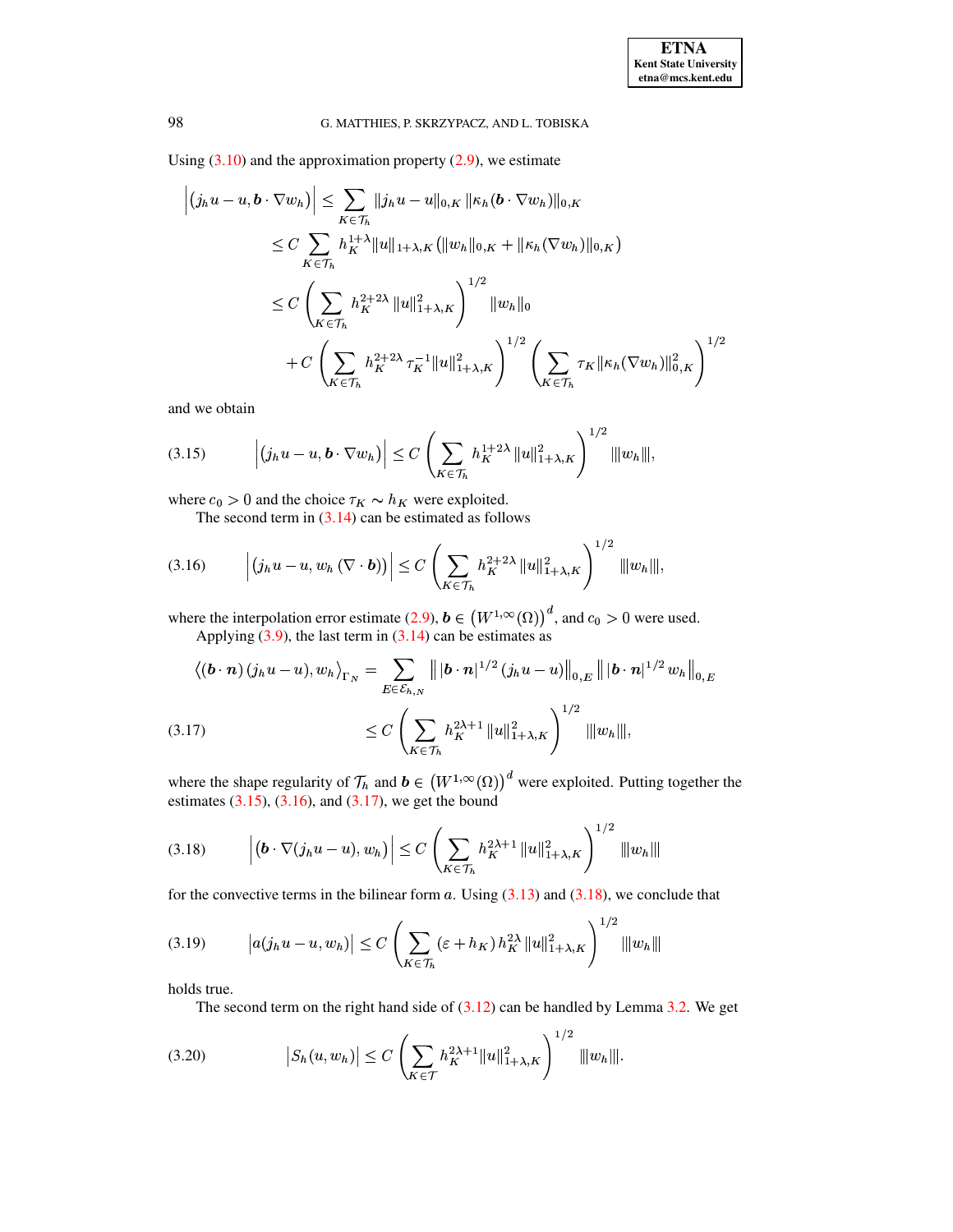Using (3.10) and the approximation property (2.9), we estimate

$$
\begin{aligned}
\Big|\big(j_h u - u, \boldsymbol{b}\cdot\nabla w_h\big)\Big| &\le \sum_{K\in\mathcal{T}_h} \|j_h u - u\|_{0,K}\,\|\kappa_h(\boldsymbol{b}\cdot\nabla w_h)\|_{0,K} \\
&\le C\sum_{K\in\mathcal{T}_h} h_K^{1+\lambda}\|u\|_{1+\lambda,K}\big(\|w_h\|_{0,K} + \|\kappa_h(\nabla w_h)\|_{0,K}\big) \\
&\le C\left(\sum_{K\in\mathcal{T}_h} h_K^{2+2\lambda}\,\|u\|_{1+\lambda,K}^2\right)^{1/2}\|w_h\|_0 \\
&\quad + C\left(\sum_{K\in\mathcal{T}_h} h_K^{2+2\lambda}\,\tau_K^{-1}\|u\|_{1+\lambda,K}^2\right)^{1/2}\left(\sum_{K\in\mathcal{T}_h}\tau_K\|\kappa_h(\nabla w_h)\|_{0,K}^2\right)^{1/2}
\end{aligned}
$$

and we obtain

$$
\Big|\big(j_h u - u, \boldsymbol{b}\cdot\nabla w_h\big)\Big| \le C\left(\sum_{K\in\mathcal{T}_h} h_K^{1+2\lambda}\,\|u\|_{1+\lambda,K}^2\right)^{1/2} |||w_h|||, \tag{3.15}
$$

where $c_0 > 0$ and the choice $\tau_K \sim h_K$ were exploited.

The second term in (3.14) can be estimated as follows

$$
\Big|\big(j_h u - u, w_h\,(\nabla\cdot\boldsymbol{b})\big)\Big| \le C\left(\sum_{K\in\mathcal{T}_h} h_K^{2+2\lambda}\,\|u\|_{1+\lambda,K}^2\right)^{1/2} |||w_h|||, \tag{3.16}
$$

where the interpolation error estimate (2.9), $\boldsymbol{b}\in\left(W^{1,\infty}(\Omega)\right)^d$, and $c_0 > 0$ were used.

Applying (3.9), the last term in (3.14) can be estimates as

$$
\begin{aligned}
\big\langle(\boldsymbol{b}\cdot\boldsymbol{n})\,(j_h u - u), w_h\big\rangle_{\Gamma_N} &= \sum_{E\in\mathcal{E}_{h,N}} \Big\|\,|\boldsymbol{b}\cdot\boldsymbol{n}|^{1/2}\,(j_h u - u)\Big\|_{0,E}\,\Big\|\,|\boldsymbol{b}\cdot\boldsymbol{n}|^{1/2}\,w_h\Big\|_{0,E} \\
&\le C\left(\sum_{K\in\mathcal{T}_h} h_K^{2\lambda+1}\,\|u\|_{1+\lambda,K}^2\right)^{1/2} |||w_h|||,
\end{aligned} \tag{3.17}
$$

where the shape regularity of $\mathcal{T}_h$ and $\boldsymbol{b}\in\left(W^{1,\infty}(\Omega)\right)^d$ were exploited. Putting together the estimates (3.15), (3.16), and (3.17), we get the bound

$$
\Big|\big(\boldsymbol{b}\cdot\nabla(j_h u - u), w_h\big)\Big| \le C\left(\sum_{K\in\mathcal{T}_h} h_K^{2\lambda+1}\,\|u\|_{1+\lambda,K}^2\right)^{1/2} |||w_h||| \tag{3.18}
$$

for the convective terms in the bilinear form $a$. Using (3.13) and (3.18), we conclude that

$$
\big|a(j_h u - u, w_h)\big| \le C\left(\sum_{K\in\mathcal{T}_h} (\varepsilon + h_K)\,h_K^{2\lambda}\,\|u\|_{1+\lambda,K}^2\right)^{1/2} |||w_h||| \tag{3.19}
$$

holds true.

The second term on the right hand side of (3.12) can be handled by Lemma 3.2. We get

$$
\big|S_h(u, w_h)\big| \le C\left(\sum_{K\in\mathcal{T}} h_K^{2\lambda+1}\|u\|_{1+\lambda,K}^2\right)^{1/2} |||w_h|||. \tag{3.20}
$$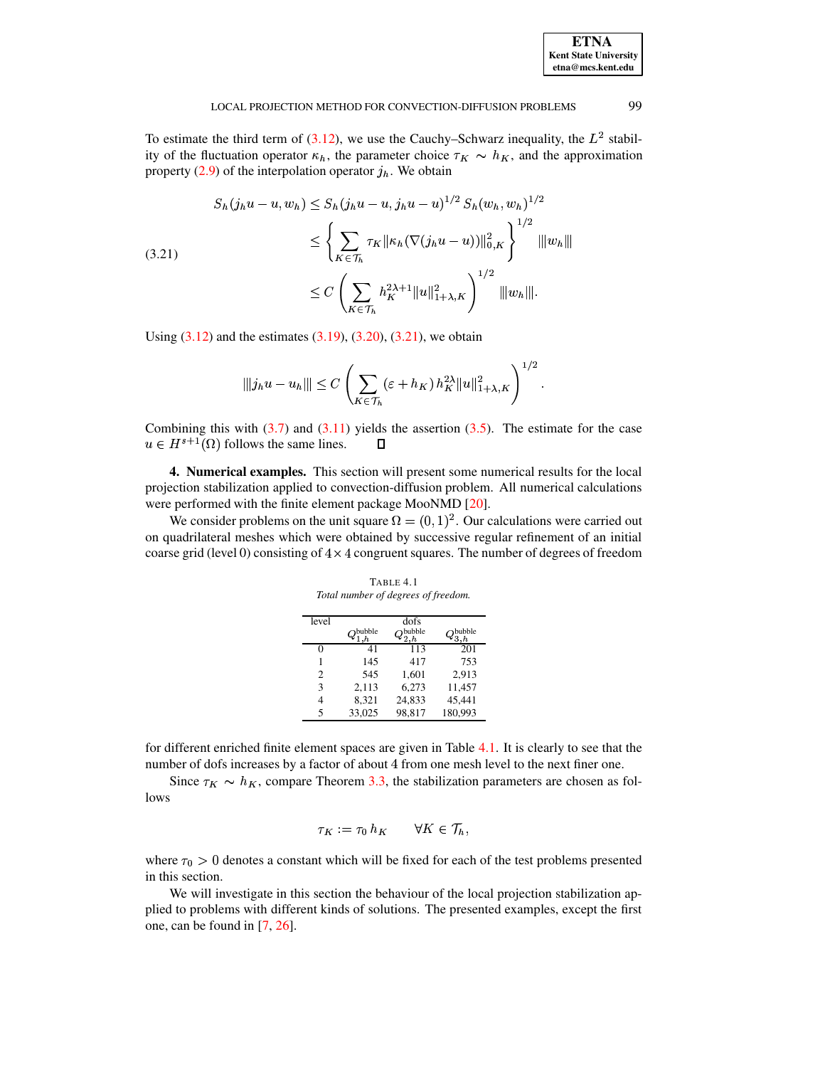To estimate the third term of (3.12), we use the Cauchy–Schwarz inequality, the $L^2$ stability of the fluctuation operator $\kappa_h$, the parameter choice $\tau_K \sim h_K$, and the approximation property (2.9) of the interpolation operator $j_h$. We obtain

$$
\begin{aligned}
S_h(j_h u - u, w_h) &\leq S_h(j_h u - u, j_h u - u)^{1/2}\, S_h(w_h, w_h)^{1/2} \\
&\leq \left\{ \sum_{K \in \mathcal{T}_h} \tau_K \|\kappa_h(\nabla(j_h u - u))\|_{0,K}^2 \right\}^{1/2} |||w_h||| \\
&\leq C \left( \sum_{K \in \mathcal{T}_h} h_K^{2\lambda+1} \|u\|_{1+\lambda,K}^2 \right)^{1/2} |||w_h|||.
\end{aligned}
\tag{3.21}
$$

Using (3.12) and the estimates (3.19), (3.20), (3.21), we obtain

$$
|||j_h u - u_h||| \leq C \left( \sum_{K \in \mathcal{T}_h} (\varepsilon + h_K)\, h_K^{2\lambda} \|u\|_{1+\lambda,K}^2 \right)^{1/2}.
$$

Combining this with (3.7) and (3.11) yields the assertion (3.5). The estimate for the case $u \in H^{s+1}(\Omega)$ follows the same lines. □

**4. Numerical examples.** This section will present some numerical results for the local projection stabilization applied to convection-diffusion problem. All numerical calculations were performed with the finite element package MooNMD [20].

We consider problems on the unit square $\Omega = (0,1)^2$. Our calculations were carried out on quadrilateral meshes which were obtained by successive regular refinement of an initial coarse grid (level 0) consisting of $4 \times 4$ congruent squares. The number of degrees of freedom for different enriched finite element spaces are given in Table 4.1. It is clearly to see that the number of dofs increases by a factor of about 4 from one mesh level to the next finer one.

TABLE 4.1
*Total number of degrees of freedom.*

| level | dofs | | |
|---|---|---|---|
| | $Q_{1,h}^{\text{bubble}}$ | $Q_{2,h}^{\text{bubble}}$ | $Q_{3,h}^{\text{bubble}}$ |
| 0 | 41 | 113 | 201 |
| 1 | 145 | 417 | 753 |
| 2 | 545 | 1,601 | 2,913 |
| 3 | 2,113 | 6,273 | 11,457 |
| 4 | 8,321 | 24,833 | 45,441 |
| 5 | 33,025 | 98,817 | 180,993 |

Since $\tau_K \sim h_K$, compare Theorem 3.3, the stabilization parameters are chosen as follows

$$
\tau_K := \tau_0\, h_K \qquad \forall K \in \mathcal{T}_h,
$$

where $\tau_0 > 0$ denotes a constant which will be fixed for each of the test problems presented in this section.

We will investigate in this section the behaviour of the local projection stabilization applied to problems with different kinds of solutions. The presented examples, except the first one, can be found in [7, 26].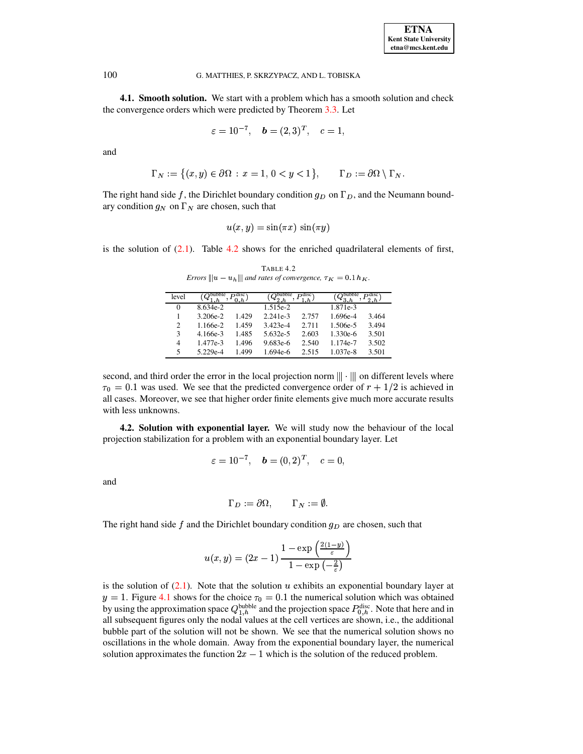**4.1. Smooth solution.** We start with a problem which has a smooth solution and check the convergence orders which were predicted by Theorem 3.3. Let

$$\varepsilon = 10^{-7}, \quad \boldsymbol{b} = (2,3)^T, \quad c = 1,$$

and

$$\Gamma_N := \{(x,y) \in \partial\Omega \,:\, x = 1,\, 0 < y < 1\}, \qquad \Gamma_D := \partial\Omega \setminus \Gamma_N.$$

The right hand side $f$, the Dirichlet boundary condition $g_D$ on $\Gamma_D$, and the Neumann boundary condition $g_N$ on $\Gamma_N$ are chosen, such that

$$u(x,y) = \sin(\pi x)\, \sin(\pi y)$$

is the solution of (2.1). Table 4.2 shows for the enriched quadrilateral elements of first, second, and third order the error in the local projection norm $|||\cdot|||$ on different levels where $\tau_0 = 0.1$ was used. We see that the predicted convergence order of $r + 1/2$ is achieved in all cases. Moreover, we see that higher order finite elements give much more accurate results with less unknowns.

TABLE 4.2
*Errors $|||u - u_h|||$ and rates of convergence, $\tau_K = 0.1\, h_K$.*

| level | $(Q_{1,h}^{\text{bubble}}, P_{0,h}^{\text{disc}})$ | | $(Q_{2,h}^{\text{bubble}}, P_{1,h}^{\text{disc}})$ | | $(Q_{3,h}^{\text{bubble}}, P_{2,h}^{\text{disc}})$ | |
|---|---|---|---|---|---|---|
| 0 | 8.634e-2 | | 1.515e-2 | | 1.871e-3 | |
| 1 | 3.206e-2 | 1.429 | 2.241e-3 | 2.757 | 1.696e-4 | 3.464 |
| 2 | 1.166e-2 | 1.459 | 3.423e-4 | 2.711 | 1.506e-5 | 3.494 |
| 3 | 4.166e-3 | 1.485 | 5.632e-5 | 2.603 | 1.330e-6 | 3.501 |
| 4 | 1.477e-3 | 1.496 | 9.683e-6 | 2.540 | 1.174e-7 | 3.502 |
| 5 | 5.229e-4 | 1.499 | 1.694e-6 | 2.515 | 1.037e-8 | 3.501 |

**4.2. Solution with exponential layer.** We will study now the behaviour of the local projection stabilization for a problem with an exponential boundary layer. Let

$$\varepsilon = 10^{-7}, \quad \boldsymbol{b} = (0,2)^T, \quad c = 0,$$

and

$$\Gamma_D := \partial\Omega, \qquad \Gamma_N := \emptyset.$$

The right hand side $f$ and the Dirichlet boundary condition $g_D$ are chosen, such that

$$u(x,y) = (2x-1)\,\frac{1 - \exp\left(\frac{2(1-y)}{\varepsilon}\right)}{1 - \exp\left(-\frac{2}{\varepsilon}\right)}$$

is the solution of (2.1). Note that the solution $u$ exhibits an exponential boundary layer at $y = 1$. Figure 4.1 shows for the choice $\tau_0 = 0.1$ the numerical solution which was obtained by using the approximation space $Q_{1,h}^{\text{bubble}}$ and the projection space $P_{0,h}^{\text{disc}}$. Note that here and in all subsequent figures only the nodal values at the cell vertices are shown, i.e., the additional bubble part of the solution will not be shown. We see that the numerical solution shows no oscillations in the whole domain. Away from the exponential boundary layer, the numerical solution approximates the function $2x - 1$ which is the solution of the reduced problem.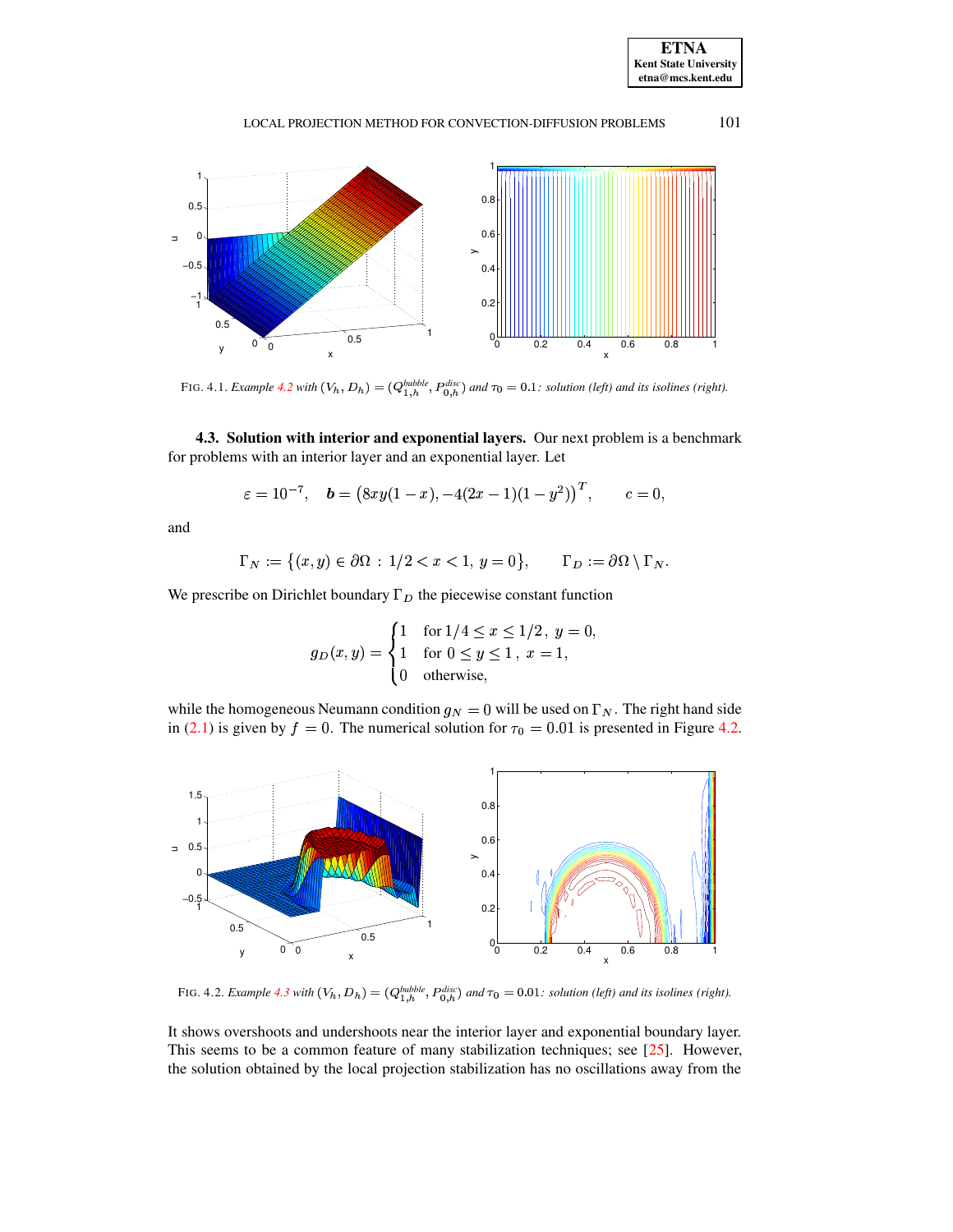FIG. 4.1. *Example 4.2 with* $(V_h, D_h) = (Q_{1,h}^{bubble}, P_{0,h}^{disc})$ *and* $\tau_0 = 0.1$*: solution (left) and its isolines (right).*

**4.3. Solution with interior and exponential layers.** Our next problem is a benchmark for problems with an interior layer and an exponential layer. Let

$$\varepsilon = 10^{-7}, \quad \boldsymbol{b} = \left(8xy(1-x), -4(2x-1)(1-y^2)\right)^T, \qquad c = 0,$$

and

$$\Gamma_N := \left\{(x,y) \in \partial\Omega \,:\, 1/2 < x < 1,\, y = 0\right\}, \qquad \Gamma_D := \partial\Omega \setminus \Gamma_N.$$

We prescribe on Dirichlet boundary $\Gamma_D$ the piecewise constant function

$$g_D(x,y) = \begin{cases} 1 & \text{for } 1/4 \le x \le 1/2,\ y = 0, \\ 1 & \text{for } 0 \le y \le 1\,,\ x = 1, \\ 0 & \text{otherwise,} \end{cases}$$

while the homogeneous Neumann condition $g_N = 0$ will be used on $\Gamma_N$. The right hand side in (2.1) is given by $f = 0$. The numerical solution for $\tau_0 = 0.01$ is presented in Figure 4.2.

FIG. 4.2. *Example 4.3 with* $(V_h, D_h) = (Q_{1,h}^{bubble}, P_{0,h}^{disc})$ *and* $\tau_0 = 0.01$*: solution (left) and its isolines (right).*

It shows overshoots and undershoots near the interior layer and exponential boundary layer. This seems to be a common feature of many stabilization techniques; see [25]. However, the solution obtained by the local projection stabilization has no oscillations away from the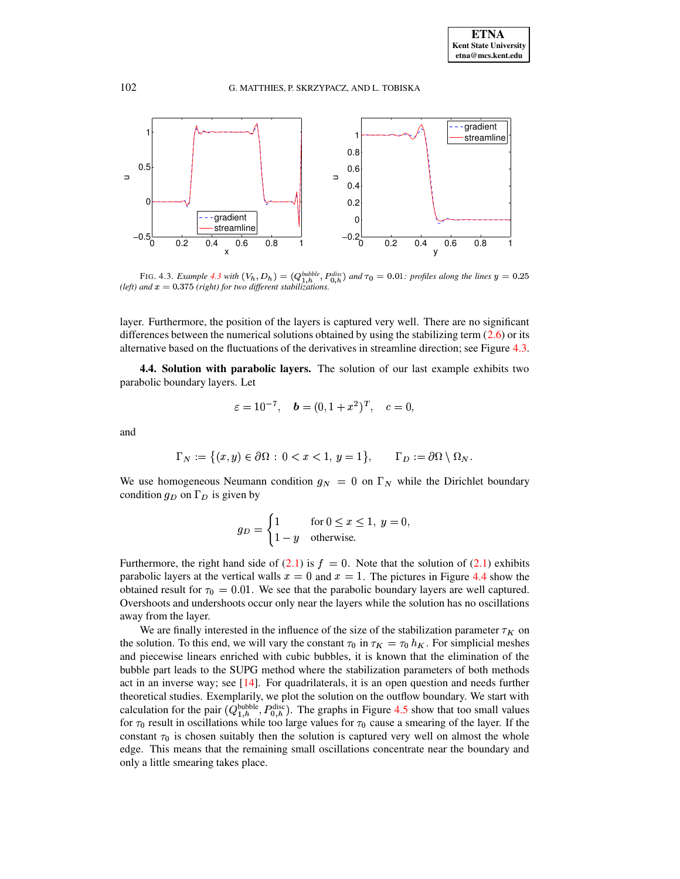FIG. 4.3. *Example 4.3 with* $(V_h, D_h) = (Q_{1,h}^{bubble}, P_{0,h}^{disc})$ *and* $\tau_0 = 0.01$*: profiles along the lines* $y = 0.25$ *(left) and* $x = 0.375$ *(right) for two different stabilizations.*

layer. Furthermore, the position of the layers is captured very well. There are no significant differences between the numerical solutions obtained by using the stabilizing term (2.6) or its alternative based on the fluctuations of the derivatives in streamline direction; see Figure 4.3.

**4.4. Solution with parabolic layers.** The solution of our last example exhibits two parabolic boundary layers. Let

$$\varepsilon = 10^{-7}, \quad \boldsymbol{b} = (0, 1 + x^2)^T, \quad c = 0,$$

and

$$\Gamma_N := \{(x, y) \in \partial\Omega : 0 < x < 1,\ y = 1\}, \qquad \Gamma_D := \partial\Omega \setminus \Omega_N.$$

We use homogeneous Neumann condition $g_N = 0$ on $\Gamma_N$ while the Dirichlet boundary condition $g_D$ on $\Gamma_D$ is given by

$$g_D = \begin{cases} 1 & \text{for } 0 \le x \le 1,\ y = 0, \\ 1 - y & \text{otherwise.} \end{cases}$$

Furthermore, the right hand side of (2.1) is $f = 0$. Note that the solution of (2.1) exhibits parabolic layers at the vertical walls $x = 0$ and $x = 1$. The pictures in Figure 4.4 show the obtained result for $\tau_0 = 0.01$. We see that the parabolic boundary layers are well captured. Overshoots and undershoots occur only near the layers while the solution has no oscillations away from the layer.

We are finally interested in the influence of the size of the stabilization parameter $\tau_K$ on the solution. To this end, we will vary the constant $\tau_0$ in $\tau_K = \tau_0 h_K$. For simplicial meshes and piecewise linears enriched with cubic bubbles, it is known that the elimination of the bubble part leads to the SUPG method where the stabilization parameters of both methods act in an inverse way; see [14]. For quadrilaterals, it is an open question and needs further theoretical studies. Exemplarily, we plot the solution on the outflow boundary. We start with calculation for the pair $(Q_{1,h}^{\text{bubble}}, P_{0,h}^{\text{disc}})$. The graphs in Figure 4.5 show that too small values for $\tau_0$ result in oscillations while too large values for $\tau_0$ cause a smearing of the layer. If the constant $\tau_0$ is chosen suitably then the solution is captured very well on almost the whole edge. This means that the remaining small oscillations concentrate near the boundary and only a little smearing takes place.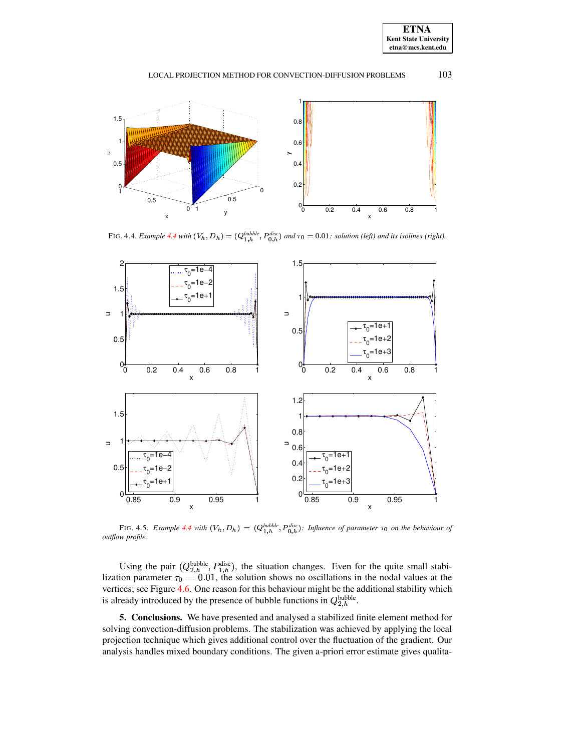FIG. 4.4. *Example 4.4 with* $(V_h, D_h) = (Q_{1,h}^{bubble}, P_{0,h}^{disc})$ *and* $\tau_0 = 0.01$*: solution (left) and its isolines (right).*

FIG. 4.5. *Example 4.4 with* $(V_h, D_h) = (Q_{1,h}^{bubble}, P_{0,h}^{disc})$*: Influence of parameter* $\tau_0$ *on the behaviour of outflow profile.*

Using the pair $(Q_{2,h}^{\text{bubble}}, P_{1,h}^{\text{disc}})$, the situation changes. Even for the quite small stabilization parameter $\tau_0 = 0.01$, the solution shows no oscillations in the nodal values at the vertices; see Figure 4.6. One reason for this behaviour might be the additional stability which is already introduced by the presence of bubble functions in $Q_{2,h}^{\text{bubble}}$.

**5. Conclusions.** We have presented and analysed a stabilized finite element method for solving convection-diffusion problems. The stabilization was achieved by applying the local projection technique which gives additional control over the fluctuation of the gradient. Our analysis handles mixed boundary conditions. The given a-priori error estimate gives qualita-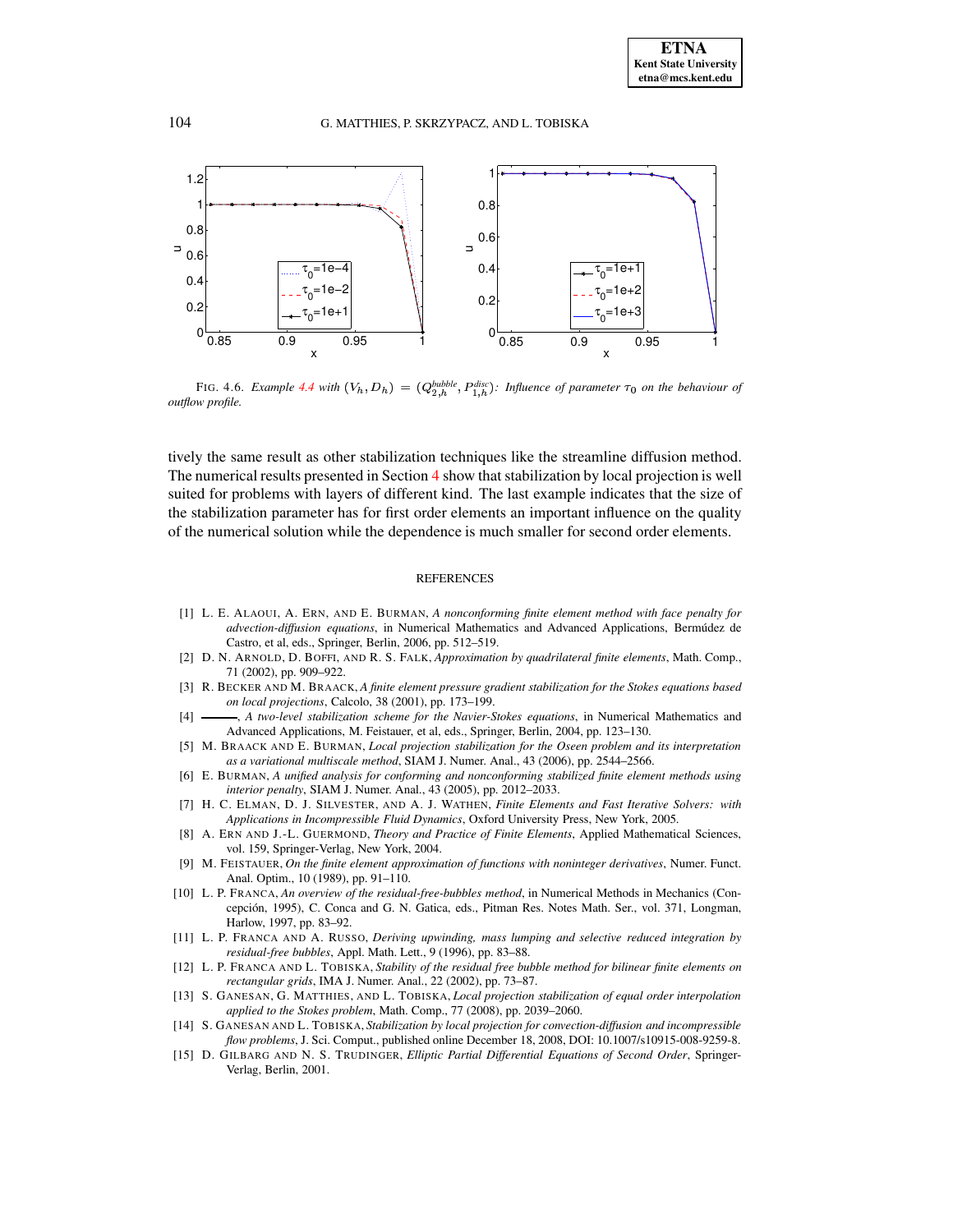FIG. 4.6. *Example 4.4 with* $(V_h, D_h) = (Q_{2,h}^{bubble}, P_{1,h}^{disc})$*: Influence of parameter* $\tau_0$ *on the behaviour of outflow profile.*

tively the same result as other stabilization techniques like the streamline diffusion method. The numerical results presented in Section 4 show that stabilization by local projection is well suited for problems with layers of different kind. The last example indicates that the size of the stabilization parameter has for first order elements an important influence on the quality of the numerical solution while the dependence is much smaller for second order elements.

## REFERENCES

[1] L. E. ALAOUI, A. ERN, AND E. BURMAN, *A nonconforming finite element method with face penalty for advection-diffusion equations*, in Numerical Mathematics and Advanced Applications, Bermúdez de Castro, et al, eds., Springer, Berlin, 2006, pp. 512–519.

[2] D. N. ARNOLD, D. BOFFI, AND R. S. FALK, *Approximation by quadrilateral finite elements*, Math. Comp., 71 (2002), pp. 909–922.

[3] R. BECKER AND M. BRAACK, *A finite element pressure gradient stabilization for the Stokes equations based on local projections*, Calcolo, 38 (2001), pp. 173–199.

[4] ———, *A two-level stabilization scheme for the Navier-Stokes equations*, in Numerical Mathematics and Advanced Applications, M. Feistauer, et al, eds., Springer, Berlin, 2004, pp. 123–130.

[5] M. BRAACK AND E. BURMAN, *Local projection stabilization for the Oseen problem and its interpretation as a variational multiscale method*, SIAM J. Numer. Anal., 43 (2006), pp. 2544–2566.

[6] E. BURMAN, *A unified analysis for conforming and nonconforming stabilized finite element methods using interior penalty*, SIAM J. Numer. Anal., 43 (2005), pp. 2012–2033.

[7] H. C. ELMAN, D. J. SILVESTER, AND A. J. WATHEN, *Finite Elements and Fast Iterative Solvers: with Applications in Incompressible Fluid Dynamics*, Oxford University Press, New York, 2005.

[8] A. ERN AND J.-L. GUERMOND, *Theory and Practice of Finite Elements*, Applied Mathematical Sciences, vol. 159, Springer-Verlag, New York, 2004.

[9] M. FEISTAUER, *On the finite element approximation of functions with noninteger derivatives*, Numer. Funct. Anal. Optim., 10 (1989), pp. 91–110.

[10] L. P. FRANCA, *An overview of the residual-free-bubbles method*, in Numerical Methods in Mechanics (Concepción, 1995), C. Conca and G. N. Gatica, eds., Pitman Res. Notes Math. Ser., vol. 371, Longman, Harlow, 1997, pp. 83–92.

[11] L. P. FRANCA AND A. RUSSO, *Deriving upwinding, mass lumping and selective reduced integration by residual-free bubbles*, Appl. Math. Lett., 9 (1996), pp. 83–88.

[12] L. P. FRANCA AND L. TOBISKA, *Stability of the residual free bubble method for bilinear finite elements on rectangular grids*, IMA J. Numer. Anal., 22 (2002), pp. 73–87.

[13] S. GANESAN, G. MATTHIES, AND L. TOBISKA, *Local projection stabilization of equal order interpolation applied to the Stokes problem*, Math. Comp., 77 (2008), pp. 2039–2060.

[14] S. GANESAN AND L. TOBISKA, *Stabilization by local projection for convection-diffusion and incompressible flow problems*, J. Sci. Comput., published online December 18, 2008, DOI: 10.1007/s10915-008-9259-8.

[15] D. GILBARG AND N. S. TRUDINGER, *Elliptic Partial Differential Equations of Second Order*, Springer-Verlag, Berlin, 2001.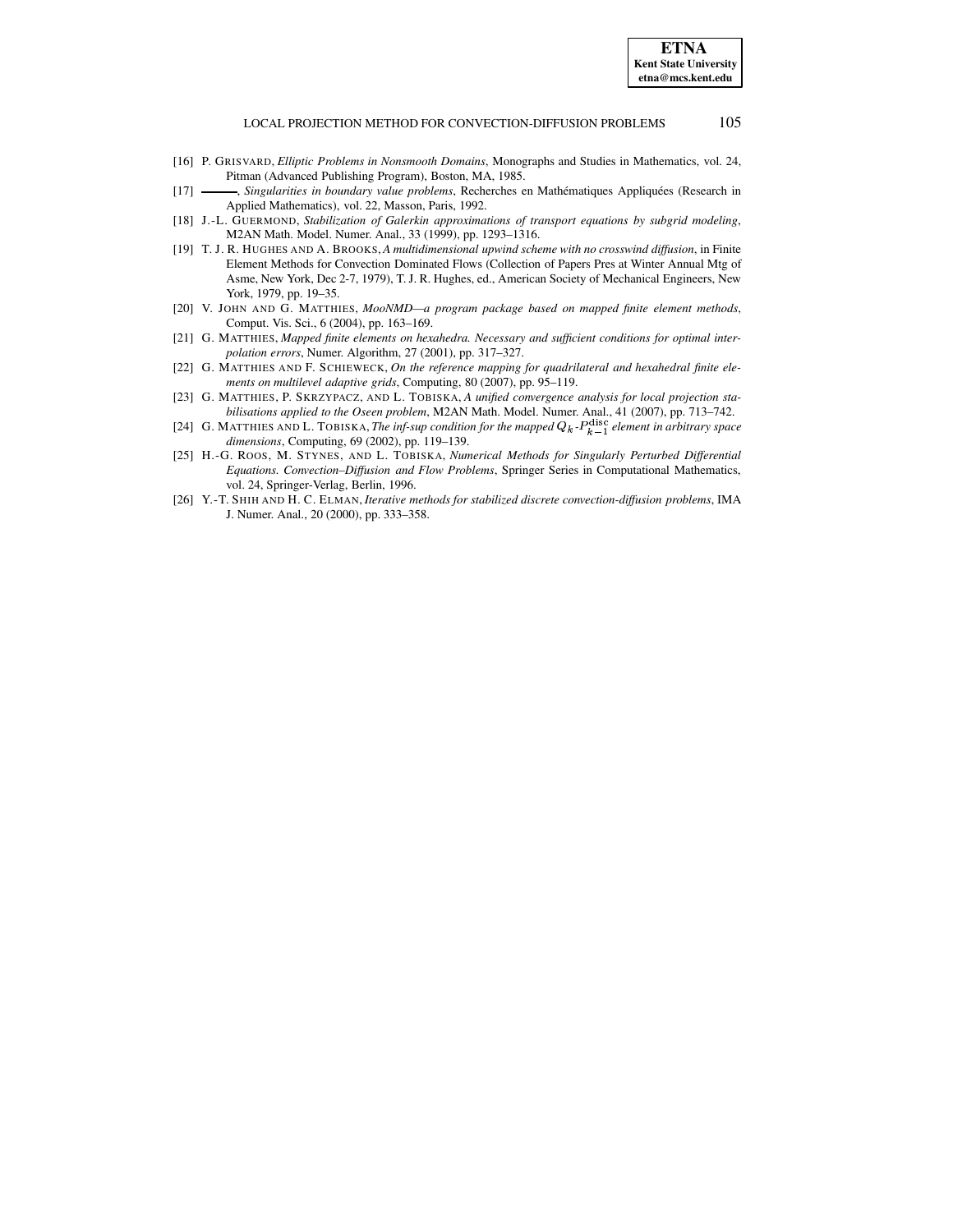[16] P. GRISVARD, *Elliptic Problems in Nonsmooth Domains*, Monographs and Studies in Mathematics, vol. 24, Pitman (Advanced Publishing Program), Boston, MA, 1985.

[17] ———, *Singularities in boundary value problems*, Recherches en Mathématiques Appliquées (Research in Applied Mathematics), vol. 22, Masson, Paris, 1992.

[18] J.-L. GUERMOND, *Stabilization of Galerkin approximations of transport equations by subgrid modeling*, M2AN Math. Model. Numer. Anal., 33 (1999), pp. 1293–1316.

[19] T. J. R. HUGHES AND A. BROOKS, *A multidimensional upwind scheme with no crosswind diffusion*, in Finite Element Methods for Convection Dominated Flows (Collection of Papers Pres at Winter Annual Mtg of Asme, New York, Dec 2-7, 1979), T. J. R. Hughes, ed., American Society of Mechanical Engineers, New York, 1979, pp. 19–35.

[20] V. JOHN AND G. MATTHIES, *MooNMD—a program package based on mapped finite element methods*, Comput. Vis. Sci., 6 (2004), pp. 163–169.

[21] G. MATTHIES, *Mapped finite elements on hexahedra. Necessary and sufficient conditions for optimal interpolation errors*, Numer. Algorithm, 27 (2001), pp. 317–327.

[22] G. MATTHIES AND F. SCHIEWECK, *On the reference mapping for quadrilateral and hexahedral finite elements on multilevel adaptive grids*, Computing, 80 (2007), pp. 95–119.

[23] G. MATTHIES, P. SKRZYPACZ, AND L. TOBISKA, *A unified convergence analysis for local projection stabilisations applied to the Oseen problem*, M2AN Math. Model. Numer. Anal., 41 (2007), pp. 713–742.

[24] G. MATTHIES AND L. TOBISKA, *The inf-sup condition for the mapped $Q_k$-$P_{k-1}^{\mathrm{disc}}$ element in arbitrary space dimensions*, Computing, 69 (2002), pp. 119–139.

[25] H.-G. ROOS, M. STYNES, AND L. TOBISKA, *Numerical Methods for Singularly Perturbed Differential Equations. Convection–Diffusion and Flow Problems*, Springer Series in Computational Mathematics, vol. 24, Springer-Verlag, Berlin, 1996.

[26] Y.-T. SHIH AND H. C. ELMAN, *Iterative methods for stabilized discrete convection-diffusion problems*, IMA J. Numer. Anal., 20 (2000), pp. 333–358.